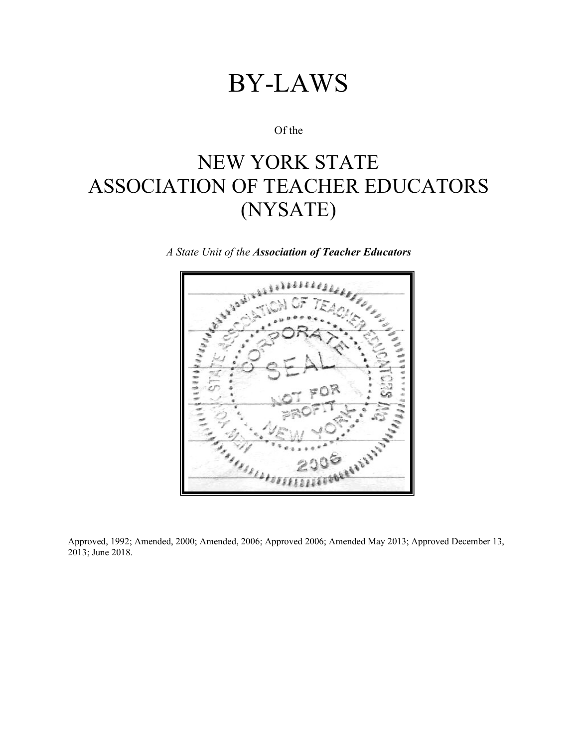# BY-LAWS

Of the

# NEW YORK STATE ASSOCIATION OF TEACHER EDUCATORS (NYSATE)

*A State Unit of the* ***Association of Teacher Educators***

Approved, 1992; Amended, 2000; Amended, 2006; Approved 2006; Amended May 2013; Approved December 13, 2013; June 2018.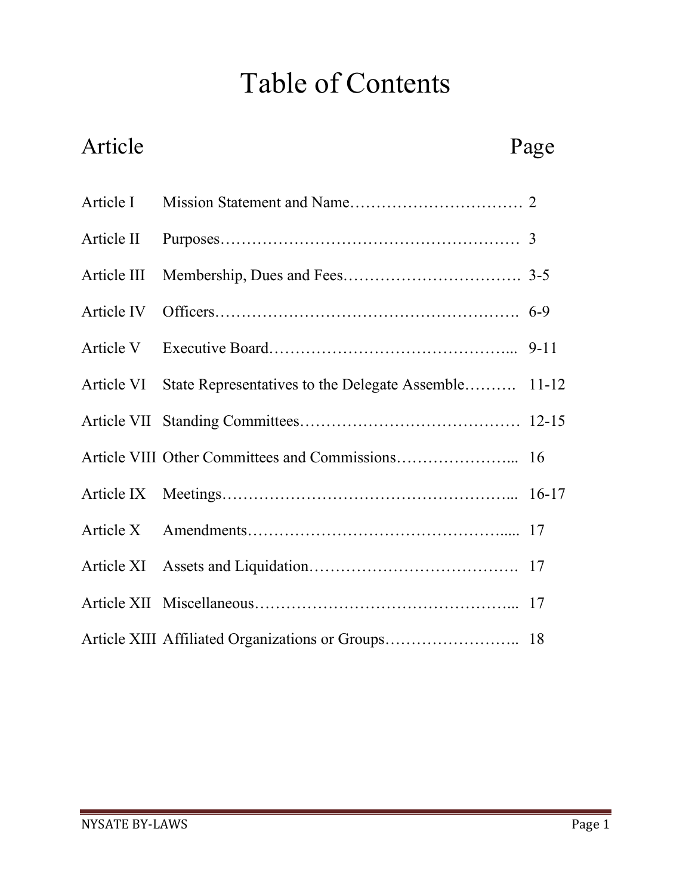# Table of Contents

| Article | | Page |
|---|---|---|
| Article I | Mission Statement and Name | 2 |
| Article II | Purposes | 3 |
| Article III | Membership, Dues and Fees | 3-5 |
| Article IV | Officers | 6-9 |
| Article V | Executive Board | 9-11 |
| Article VI | State Representatives to the Delegate Assemble | 11-12 |
| Article VII | Standing Committees | 12-15 |
| Article VIII | Other Committees and Commissions | 16 |
| Article IX | Meetings | 16-17 |
| Article X | Amendments | 17 |
| Article XI | Assets and Liquidation | 17 |
| Article XII | Miscellaneous | 17 |
| Article XIII | Affiliated Organizations or Groups | 18 |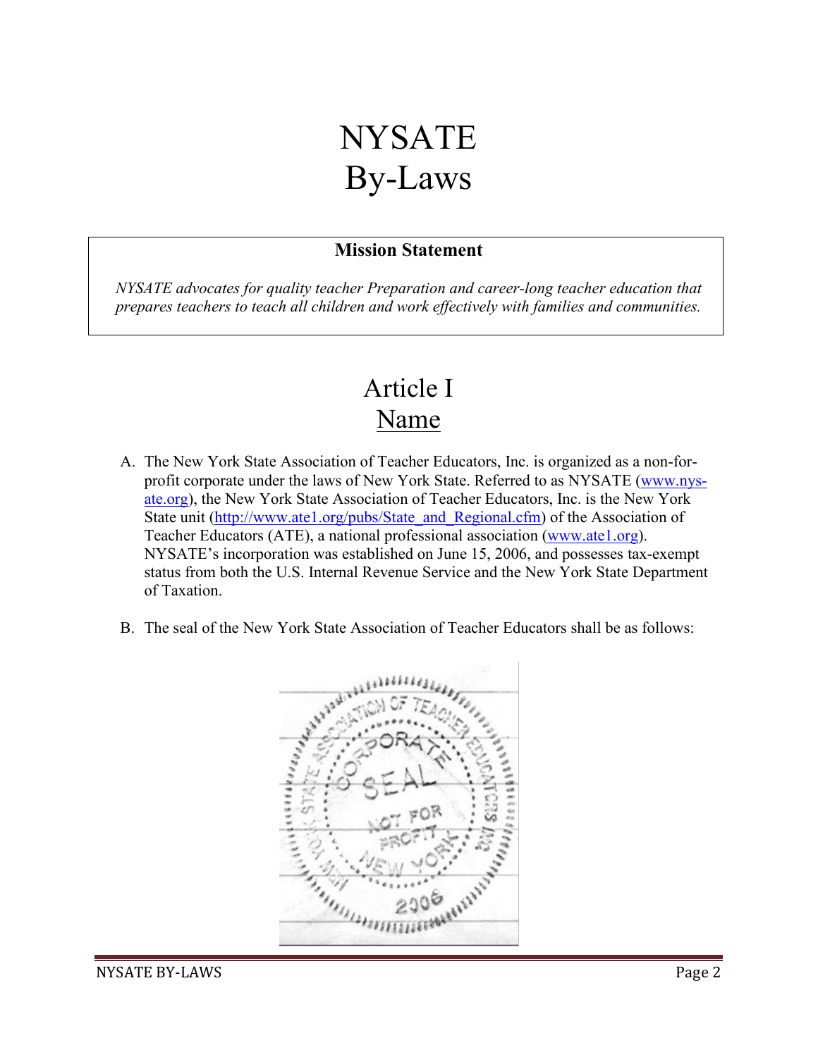# NYSATE
# By-Laws

**Mission Statement**

*NYSATE advocates for quality teacher Preparation and career-long teacher education that prepares teachers to teach all children and work effectively with families and communities.*

## Article I
## Name

A. The New York State Association of Teacher Educators, Inc. is organized as a non-for-profit corporate under the laws of New York State. Referred to as NYSATE (www.nys-ate.org), the New York State Association of Teacher Educators, Inc. is the New York State unit (http://www.ate1.org/pubs/State_and_Regional.cfm) of the Association of Teacher Educators (ATE), a national professional association (www.ate1.org). NYSATE's incorporation was established on June 15, 2006, and possesses tax-exempt status from both the U.S. Internal Revenue Service and the New York State Department of Taxation.

B. The seal of the New York State Association of Teacher Educators shall be as follows: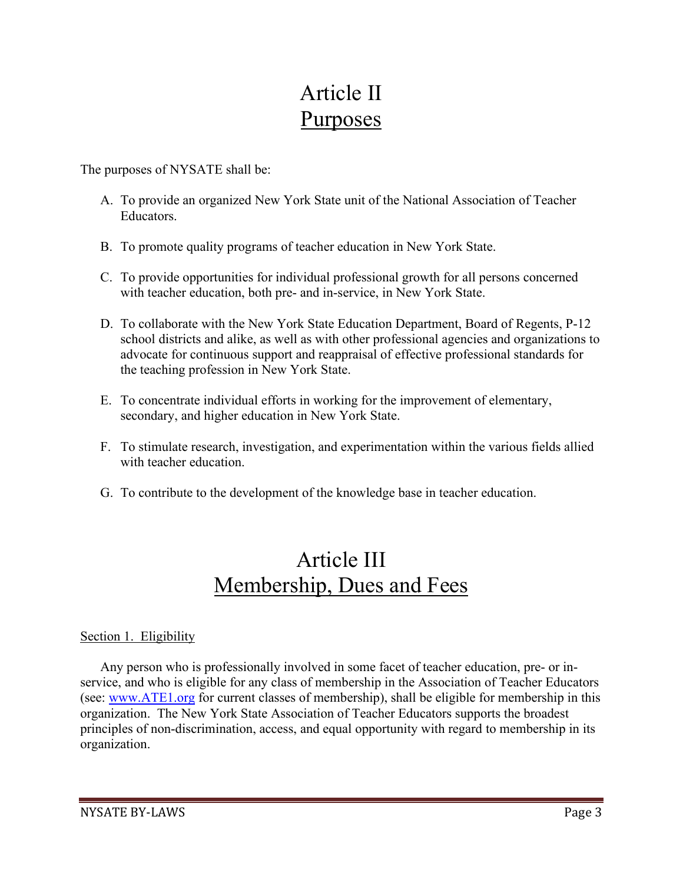# Article II
## Purposes

The purposes of NYSATE shall be:

A. To provide an organized New York State unit of the National Association of Teacher Educators.

B. To promote quality programs of teacher education in New York State.

C. To provide opportunities for individual professional growth for all persons concerned with teacher education, both pre- and in-service, in New York State.

D. To collaborate with the New York State Education Department, Board of Regents, P-12 school districts and alike, as well as with other professional agencies and organizations to advocate for continuous support and reappraisal of effective professional standards for the teaching profession in New York State.

E. To concentrate individual efforts in working for the improvement of elementary, secondary, and higher education in New York State.

F. To stimulate research, investigation, and experimentation within the various fields allied with teacher education.

G. To contribute to the development of the knowledge base in teacher education.

# Article III
## Membership, Dues and Fees

Section 1. Eligibility

Any person who is professionally involved in some facet of teacher education, pre- or in-service, and who is eligible for any class of membership in the Association of Teacher Educators (see: www.ATE1.org for current classes of membership), shall be eligible for membership in this organization. The New York State Association of Teacher Educators supports the broadest principles of non-discrimination, access, and equal opportunity with regard to membership in its organization.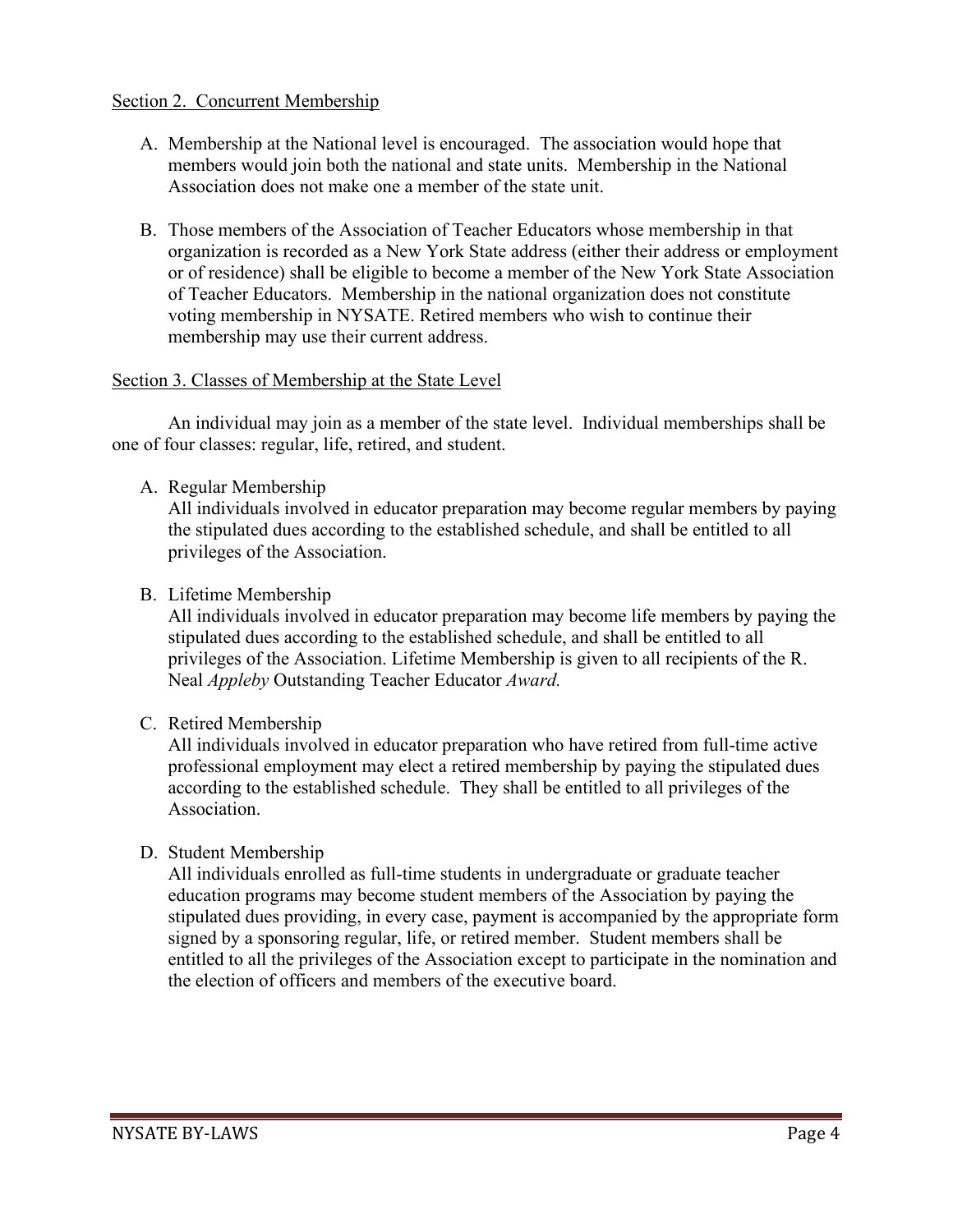Section 2. Concurrent Membership

A. Membership at the National level is encouraged. The association would hope that members would join both the national and state units. Membership in the National Association does not make one a member of the state unit.

B. Those members of the Association of Teacher Educators whose membership in that organization is recorded as a New York State address (either their address or employment or of residence) shall be eligible to become a member of the New York State Association of Teacher Educators. Membership in the national organization does not constitute voting membership in NYSATE. Retired members who wish to continue their membership may use their current address.

Section 3. Classes of Membership at the State Level

An individual may join as a member of the state level. Individual memberships shall be one of four classes: regular, life, retired, and student.

A. Regular Membership
All individuals involved in educator preparation may become regular members by paying the stipulated dues according to the established schedule, and shall be entitled to all privileges of the Association.

B. Lifetime Membership
All individuals involved in educator preparation may become life members by paying the stipulated dues according to the established schedule, and shall be entitled to all privileges of the Association. Lifetime Membership is given to all recipients of the R. Neal *Appleby* Outstanding Teacher Educator *Award.*

C. Retired Membership
All individuals involved in educator preparation who have retired from full-time active professional employment may elect a retired membership by paying the stipulated dues according to the established schedule. They shall be entitled to all privileges of the Association.

D. Student Membership
All individuals enrolled as full-time students in undergraduate or graduate teacher education programs may become student members of the Association by paying the stipulated dues providing, in every case, payment is accompanied by the appropriate form signed by a sponsoring regular, life, or retired member. Student members shall be entitled to all the privileges of the Association except to participate in the nomination and the election of officers and members of the executive board.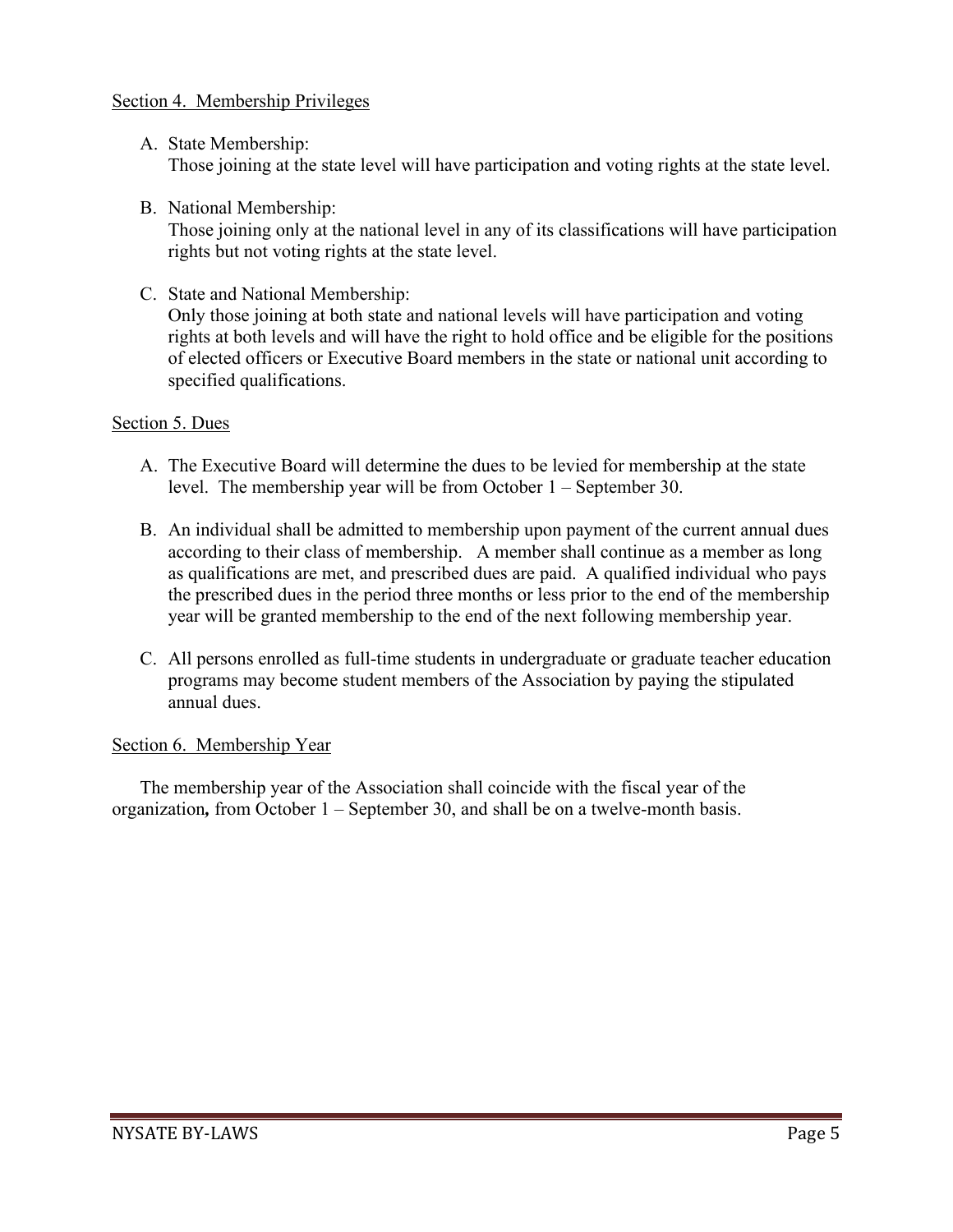Section 4. Membership Privileges

A. State Membership:
   Those joining at the state level will have participation and voting rights at the state level.

B. National Membership:
   Those joining only at the national level in any of its classifications will have participation rights but not voting rights at the state level.

C. State and National Membership:
   Only those joining at both state and national levels will have participation and voting rights at both levels and will have the right to hold office and be eligible for the positions of elected officers or Executive Board members in the state or national unit according to specified qualifications.

Section 5. Dues

A. The Executive Board will determine the dues to be levied for membership at the state level. The membership year will be from October 1 – September 30.

B. An individual shall be admitted to membership upon payment of the current annual dues according to their class of membership. A member shall continue as a member as long as qualifications are met, and prescribed dues are paid. A qualified individual who pays the prescribed dues in the period three months or less prior to the end of the membership year will be granted membership to the end of the next following membership year.

C. All persons enrolled as full-time students in undergraduate or graduate teacher education programs may become student members of the Association by paying the stipulated annual dues.

Section 6. Membership Year

The membership year of the Association shall coincide with the fiscal year of the organization**,** from October 1 – September 30, and shall be on a twelve-month basis.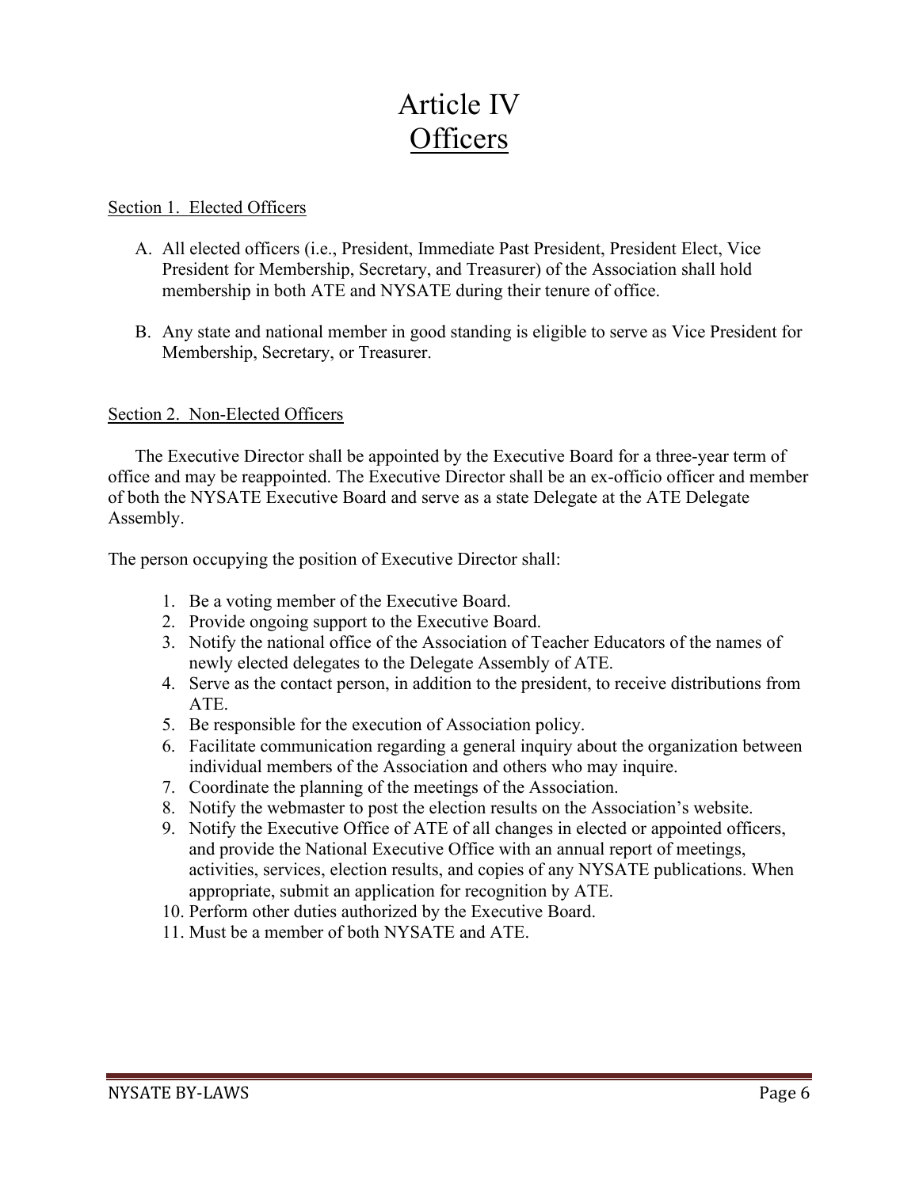# Article IV
# Officers

Section 1. Elected Officers

A. All elected officers (i.e., President, Immediate Past President, President Elect, Vice President for Membership, Secretary, and Treasurer) of the Association shall hold membership in both ATE and NYSATE during their tenure of office.

B. Any state and national member in good standing is eligible to serve as Vice President for Membership, Secretary, or Treasurer.

Section 2. Non-Elected Officers

The Executive Director shall be appointed by the Executive Board for a three-year term of office and may be reappointed. The Executive Director shall be an ex-officio officer and member of both the NYSATE Executive Board and serve as a state Delegate at the ATE Delegate Assembly.

The person occupying the position of Executive Director shall:

1. Be a voting member of the Executive Board.
2. Provide ongoing support to the Executive Board.
3. Notify the national office of the Association of Teacher Educators of the names of newly elected delegates to the Delegate Assembly of ATE.
4. Serve as the contact person, in addition to the president, to receive distributions from ATE.
5. Be responsible for the execution of Association policy.
6. Facilitate communication regarding a general inquiry about the organization between individual members of the Association and others who may inquire.
7. Coordinate the planning of the meetings of the Association.
8. Notify the webmaster to post the election results on the Association's website.
9. Notify the Executive Office of ATE of all changes in elected or appointed officers, and provide the National Executive Office with an annual report of meetings, activities, services, election results, and copies of any NYSATE publications. When appropriate, submit an application for recognition by ATE.
10. Perform other duties authorized by the Executive Board.
11. Must be a member of both NYSATE and ATE.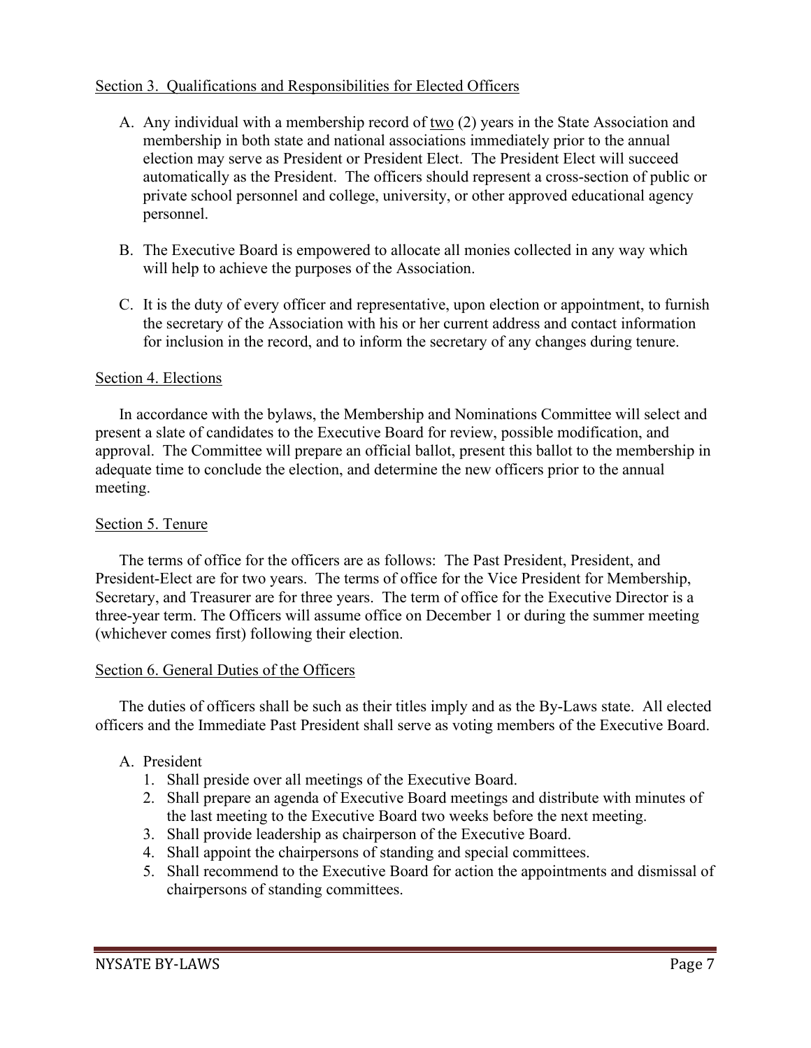Section 3. Qualifications and Responsibilities for Elected Officers

A. Any individual with a membership record of two (2) years in the State Association and membership in both state and national associations immediately prior to the annual election may serve as President or President Elect. The President Elect will succeed automatically as the President. The officers should represent a cross-section of public or private school personnel and college, university, or other approved educational agency personnel.

B. The Executive Board is empowered to allocate all monies collected in any way which will help to achieve the purposes of the Association.

C. It is the duty of every officer and representative, upon election or appointment, to furnish the secretary of the Association with his or her current address and contact information for inclusion in the record, and to inform the secretary of any changes during tenure.

Section 4. Elections

In accordance with the bylaws, the Membership and Nominations Committee will select and present a slate of candidates to the Executive Board for review, possible modification, and approval. The Committee will prepare an official ballot, present this ballot to the membership in adequate time to conclude the election, and determine the new officers prior to the annual meeting.

Section 5. Tenure

The terms of office for the officers are as follows: The Past President, President, and President-Elect are for two years. The terms of office for the Vice President for Membership, Secretary, and Treasurer are for three years. The term of office for the Executive Director is a three-year term. The Officers will assume office on December 1 or during the summer meeting (whichever comes first) following their election.

Section 6. General Duties of the Officers

The duties of officers shall be such as their titles imply and as the By-Laws state. All elected officers and the Immediate Past President shall serve as voting members of the Executive Board.

A. President
   1. Shall preside over all meetings of the Executive Board.
   2. Shall prepare an agenda of Executive Board meetings and distribute with minutes of the last meeting to the Executive Board two weeks before the next meeting.
   3. Shall provide leadership as chairperson of the Executive Board.
   4. Shall appoint the chairpersons of standing and special committees.
   5. Shall recommend to the Executive Board for action the appointments and dismissal of chairpersons of standing committees.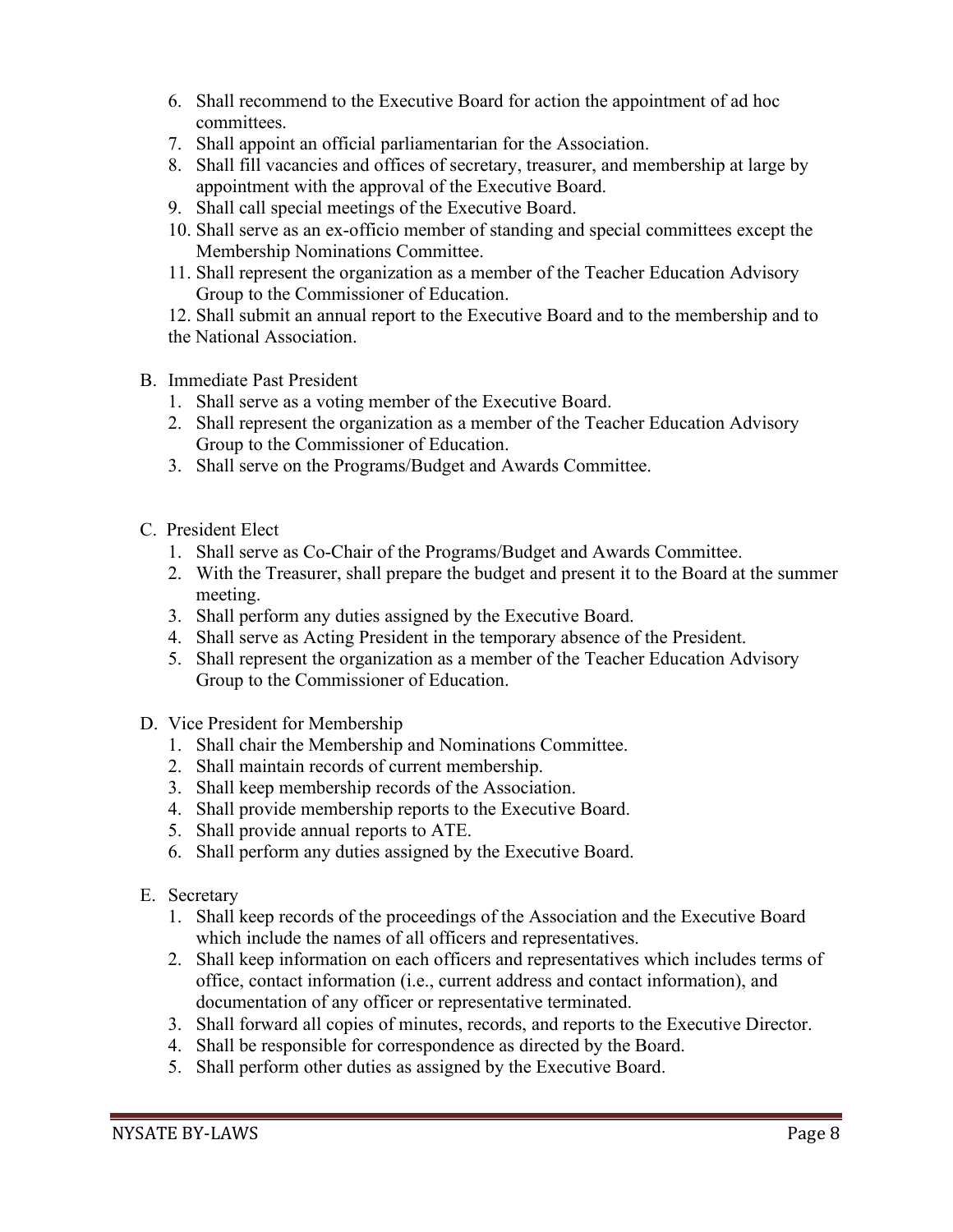6. Shall recommend to the Executive Board for action the appointment of ad hoc committees.
7. Shall appoint an official parliamentarian for the Association.
8. Shall fill vacancies and offices of secretary, treasurer, and membership at large by appointment with the approval of the Executive Board.
9. Shall call special meetings of the Executive Board.
10. Shall serve as an ex-officio member of standing and special committees except the Membership Nominations Committee.
11. Shall represent the organization as a member of the Teacher Education Advisory Group to the Commissioner of Education.
12. Shall submit an annual report to the Executive Board and to the membership and to the National Association.

B. Immediate Past President
1. Shall serve as a voting member of the Executive Board.
2. Shall represent the organization as a member of the Teacher Education Advisory Group to the Commissioner of Education.
3. Shall serve on the Programs/Budget and Awards Committee.

C. President Elect
1. Shall serve as Co-Chair of the Programs/Budget and Awards Committee.
2. With the Treasurer, shall prepare the budget and present it to the Board at the summer meeting.
3. Shall perform any duties assigned by the Executive Board.
4. Shall serve as Acting President in the temporary absence of the President.
5. Shall represent the organization as a member of the Teacher Education Advisory Group to the Commissioner of Education.

D. Vice President for Membership
1. Shall chair the Membership and Nominations Committee.
2. Shall maintain records of current membership.
3. Shall keep membership records of the Association.
4. Shall provide membership reports to the Executive Board.
5. Shall provide annual reports to ATE.
6. Shall perform any duties assigned by the Executive Board.

E. Secretary
1. Shall keep records of the proceedings of the Association and the Executive Board which include the names of all officers and representatives.
2. Shall keep information on each officers and representatives which includes terms of office, contact information (i.e., current address and contact information), and documentation of any officer or representative terminated.
3. Shall forward all copies of minutes, records, and reports to the Executive Director.
4. Shall be responsible for correspondence as directed by the Board.
5. Shall perform other duties as assigned by the Executive Board.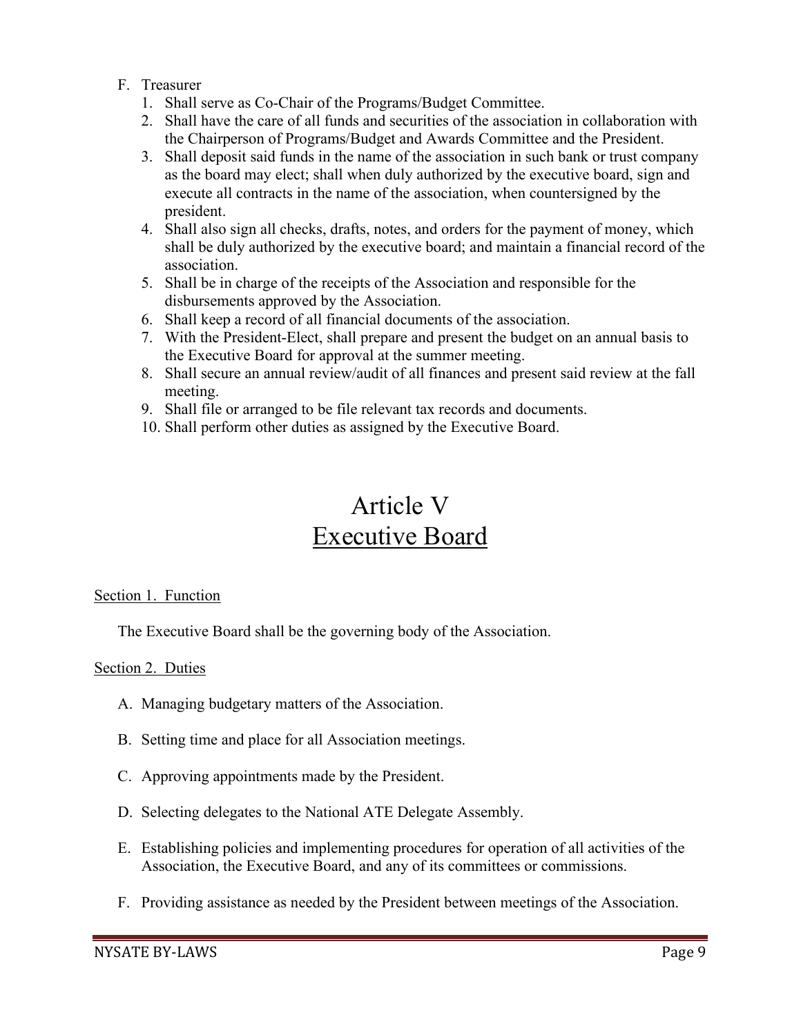F. Treasurer
   1. Shall serve as Co-Chair of the Programs/Budget Committee.
   2. Shall have the care of all funds and securities of the association in collaboration with the Chairperson of Programs/Budget and Awards Committee and the President.
   3. Shall deposit said funds in the name of the association in such bank or trust company as the board may elect; shall when duly authorized by the executive board, sign and execute all contracts in the name of the association, when countersigned by the president.
   4. Shall also sign all checks, drafts, notes, and orders for the payment of money, which shall be duly authorized by the executive board; and maintain a financial record of the association.
   5. Shall be in charge of the receipts of the Association and responsible for the disbursements approved by the Association.
   6. Shall keep a record of all financial documents of the association.
   7. With the President-Elect, shall prepare and present the budget on an annual basis to the Executive Board for approval at the summer meeting.
   8. Shall secure an annual review/audit of all finances and present said review at the fall meeting.
   9. Shall file or arranged to be file relevant tax records and documents.
   10. Shall perform other duties as assigned by the Executive Board.

# Article V
# Executive Board

## Section 1. Function

The Executive Board shall be the governing body of the Association.

## Section 2. Duties

A. Managing budgetary matters of the Association.

B. Setting time and place for all Association meetings.

C. Approving appointments made by the President.

D. Selecting delegates to the National ATE Delegate Assembly.

E. Establishing policies and implementing procedures for operation of all activities of the Association, the Executive Board, and any of its committees or commissions.

F. Providing assistance as needed by the President between meetings of the Association.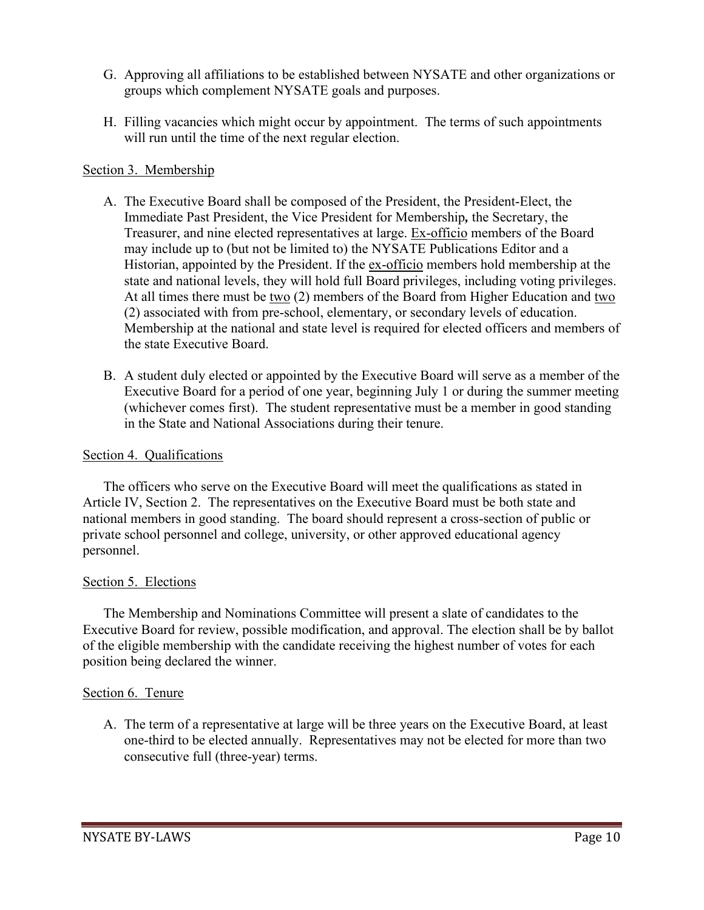G. Approving all affiliations to be established between NYSATE and other organizations or groups which complement NYSATE goals and purposes.

H. Filling vacancies which might occur by appointment. The terms of such appointments will run until the time of the next regular election.

<u>Section 3. Membership</u>

A. The Executive Board shall be composed of the President, the President-Elect, the Immediate Past President, the Vice President for Membership**,** the Secretary, the Treasurer, and nine elected representatives at large. <u>Ex-officio</u> members of the Board may include up to (but not be limited to) the NYSATE Publications Editor and a Historian, appointed by the President. If the <u>ex-officio</u> members hold membership at the state and national levels, they will hold full Board privileges, including voting privileges. At all times there must be <u>two</u> (2) members of the Board from Higher Education and <u>two</u> (2) associated with from pre-school, elementary, or secondary levels of education. Membership at the national and state level is required for elected officers and members of the state Executive Board.

B. A student duly elected or appointed by the Executive Board will serve as a member of the Executive Board for a period of one year, beginning July 1 or during the summer meeting (whichever comes first). The student representative must be a member in good standing in the State and National Associations during their tenure.

<u>Section 4. Qualifications</u>

The officers who serve on the Executive Board will meet the qualifications as stated in Article IV, Section 2. The representatives on the Executive Board must be both state and national members in good standing. The board should represent a cross-section of public or private school personnel and college, university, or other approved educational agency personnel.

<u>Section 5. Elections</u>

The Membership and Nominations Committee will present a slate of candidates to the Executive Board for review, possible modification, and approval. The election shall be by ballot of the eligible membership with the candidate receiving the highest number of votes for each position being declared the winner.

<u>Section 6. Tenure</u>

A. The term of a representative at large will be three years on the Executive Board, at least one-third to be elected annually. Representatives may not be elected for more than two consecutive full (three-year) terms.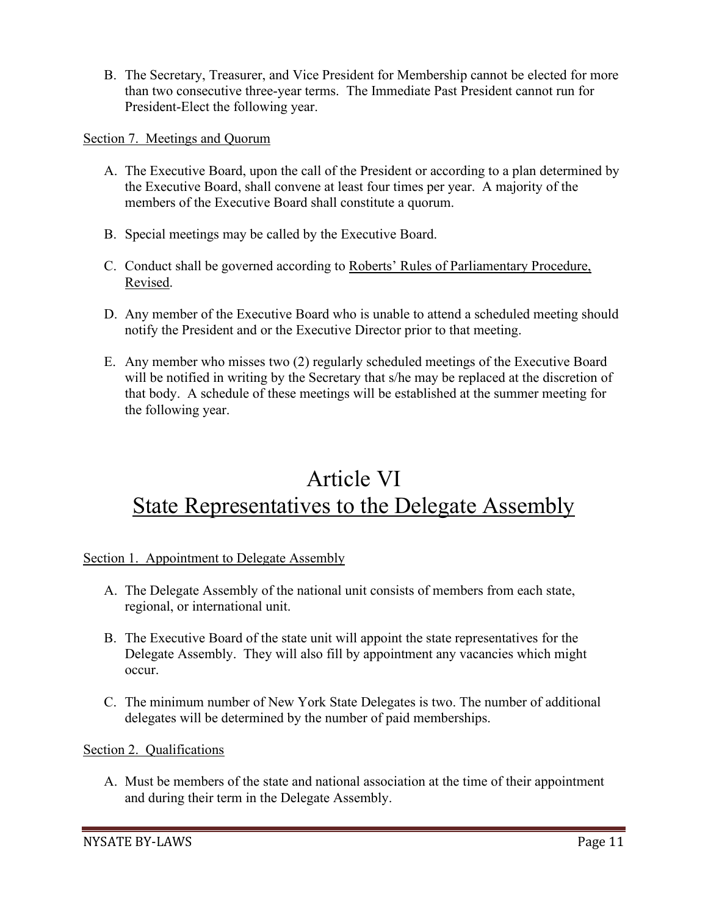B. The Secretary, Treasurer, and Vice President for Membership cannot be elected for more than two consecutive three-year terms. The Immediate Past President cannot run for President-Elect the following year.

Section 7. Meetings and Quorum

A. The Executive Board, upon the call of the President or according to a plan determined by the Executive Board, shall convene at least four times per year. A majority of the members of the Executive Board shall constitute a quorum.

B. Special meetings may be called by the Executive Board.

C. Conduct shall be governed according to Roberts' Rules of Parliamentary Procedure, Revised.

D. Any member of the Executive Board who is unable to attend a scheduled meeting should notify the President and or the Executive Director prior to that meeting.

E. Any member who misses two (2) regularly scheduled meetings of the Executive Board will be notified in writing by the Secretary that s/he may be replaced at the discretion of that body. A schedule of these meetings will be established at the summer meeting for the following year.

# Article VI
# State Representatives to the Delegate Assembly

Section 1. Appointment to Delegate Assembly

A. The Delegate Assembly of the national unit consists of members from each state, regional, or international unit.

B. The Executive Board of the state unit will appoint the state representatives for the Delegate Assembly. They will also fill by appointment any vacancies which might occur.

C. The minimum number of New York State Delegates is two. The number of additional delegates will be determined by the number of paid memberships.

Section 2. Qualifications

A. Must be members of the state and national association at the time of their appointment and during their term in the Delegate Assembly.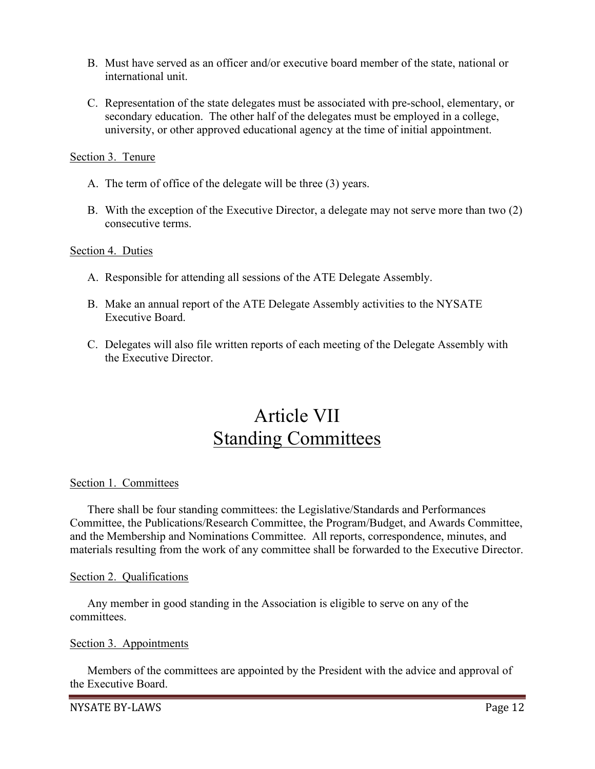B. Must have served as an officer and/or executive board member of the state, national or international unit.

C. Representation of the state delegates must be associated with pre-school, elementary, or secondary education. The other half of the delegates must be employed in a college, university, or other approved educational agency at the time of initial appointment.

Section 3. Tenure

A. The term of office of the delegate will be three (3) years.

B. With the exception of the Executive Director, a delegate may not serve more than two (2) consecutive terms.

Section 4. Duties

A. Responsible for attending all sessions of the ATE Delegate Assembly.

B. Make an annual report of the ATE Delegate Assembly activities to the NYSATE Executive Board.

C. Delegates will also file written reports of each meeting of the Delegate Assembly with the Executive Director.

# Article VII
# Standing Committees

Section 1. Committees

There shall be four standing committees: the Legislative/Standards and Performances Committee, the Publications/Research Committee, the Program/Budget, and Awards Committee, and the Membership and Nominations Committee. All reports, correspondence, minutes, and materials resulting from the work of any committee shall be forwarded to the Executive Director.

Section 2. Qualifications

Any member in good standing in the Association is eligible to serve on any of the committees.

Section 3. Appointments

Members of the committees are appointed by the President with the advice and approval of the Executive Board.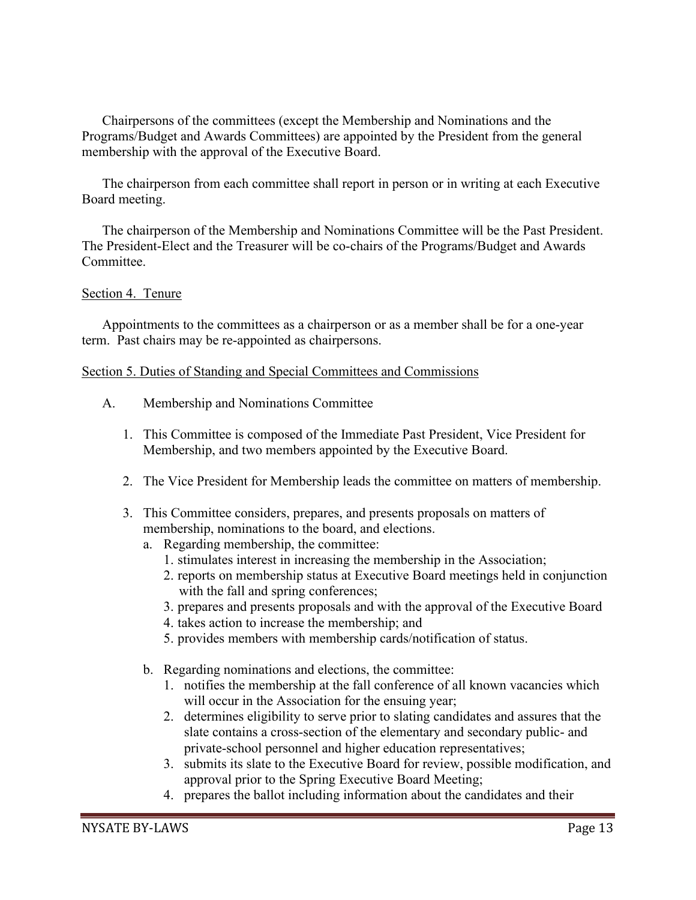Chairpersons of the committees (except the Membership and Nominations and the Programs/Budget and Awards Committees) are appointed by the President from the general membership with the approval of the Executive Board.

The chairperson from each committee shall report in person or in writing at each Executive Board meeting.

The chairperson of the Membership and Nominations Committee will be the Past President. The President-Elect and the Treasurer will be co-chairs of the Programs/Budget and Awards Committee.

Section 4. Tenure

Appointments to the committees as a chairperson or as a member shall be for a one-year term. Past chairs may be re-appointed as chairpersons.

Section 5. Duties of Standing and Special Committees and Commissions

A. Membership and Nominations Committee

1. This Committee is composed of the Immediate Past President, Vice President for Membership, and two members appointed by the Executive Board.

2. The Vice President for Membership leads the committee on matters of membership.

3. This Committee considers, prepares, and presents proposals on matters of membership, nominations to the board, and elections.
   a. Regarding membership, the committee:
      1. stimulates interest in increasing the membership in the Association;
      2. reports on membership status at Executive Board meetings held in conjunction with the fall and spring conferences;
      3. prepares and presents proposals and with the approval of the Executive Board
      4. takes action to increase the membership; and
      5. provides members with membership cards/notification of status.

   b. Regarding nominations and elections, the committee:
      1. notifies the membership at the fall conference of all known vacancies which will occur in the Association for the ensuing year;
      2. determines eligibility to serve prior to slating candidates and assures that the slate contains a cross-section of the elementary and secondary public- and private-school personnel and higher education representatives;
      3. submits its slate to the Executive Board for review, possible modification, and approval prior to the Spring Executive Board Meeting;
      4. prepares the ballot including information about the candidates and their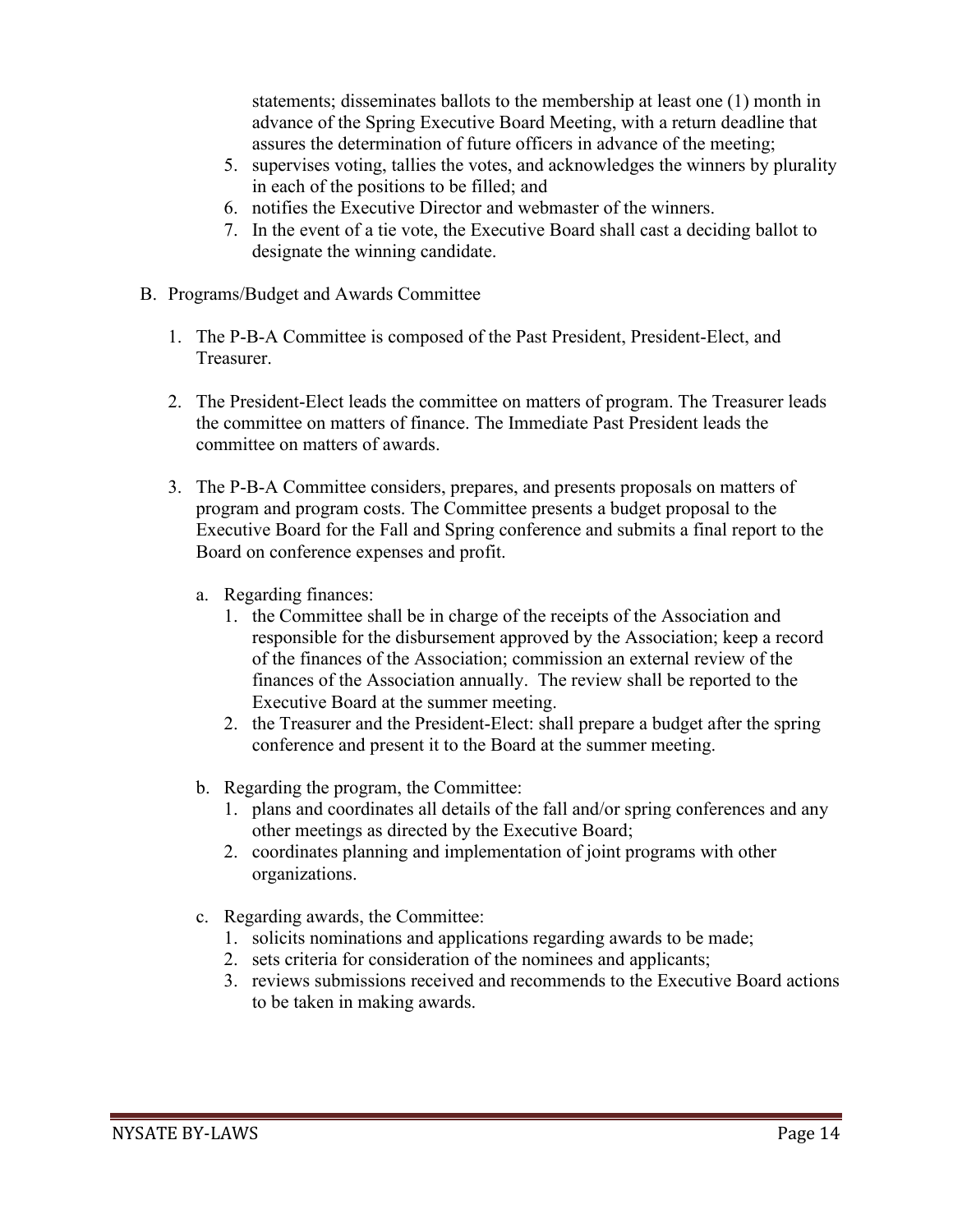statements; disseminates ballots to the membership at least one (1) month in advance of the Spring Executive Board Meeting, with a return deadline that assures the determination of future officers in advance of the meeting;

5. supervises voting, tallies the votes, and acknowledges the winners by plurality in each of the positions to be filled; and
6. notifies the Executive Director and webmaster of the winners.
7. In the event of a tie vote, the Executive Board shall cast a deciding ballot to designate the winning candidate.

B. Programs/Budget and Awards Committee

1. The P-B-A Committee is composed of the Past President, President-Elect, and Treasurer.

2. The President-Elect leads the committee on matters of program. The Treasurer leads the committee on matters of finance. The Immediate Past President leads the committee on matters of awards.

3. The P-B-A Committee considers, prepares, and presents proposals on matters of program and program costs. The Committee presents a budget proposal to the Executive Board for the Fall and Spring conference and submits a final report to the Board on conference expenses and profit.

   a. Regarding finances:
      1. the Committee shall be in charge of the receipts of the Association and responsible for the disbursement approved by the Association; keep a record of the finances of the Association; commission an external review of the finances of the Association annually. The review shall be reported to the Executive Board at the summer meeting.
      2. the Treasurer and the President-Elect: shall prepare a budget after the spring conference and present it to the Board at the summer meeting.

   b. Regarding the program, the Committee:
      1. plans and coordinates all details of the fall and/or spring conferences and any other meetings as directed by the Executive Board;
      2. coordinates planning and implementation of joint programs with other organizations.

   c. Regarding awards, the Committee:
      1. solicits nominations and applications regarding awards to be made;
      2. sets criteria for consideration of the nominees and applicants;
      3. reviews submissions received and recommends to the Executive Board actions to be taken in making awards.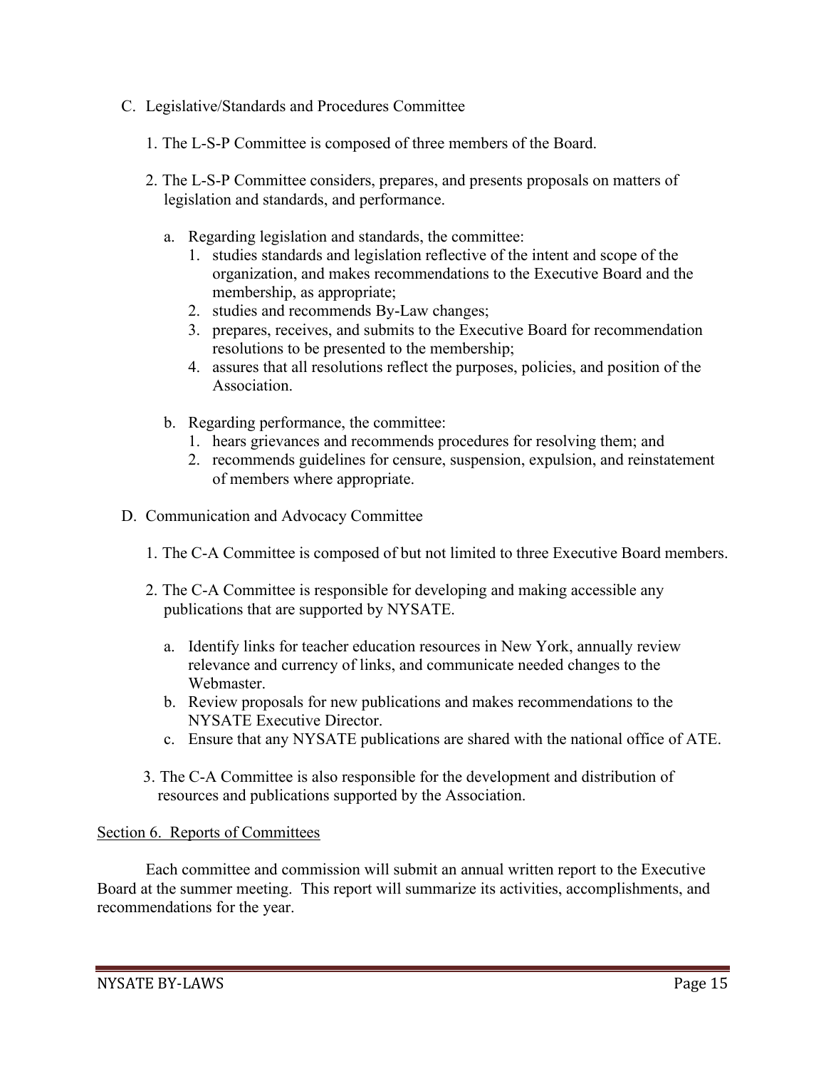C. Legislative/Standards and Procedures Committee

   1. The L-S-P Committee is composed of three members of the Board.

   2. The L-S-P Committee considers, prepares, and presents proposals on matters of legislation and standards, and performance.

      a. Regarding legislation and standards, the committee:
         1. studies standards and legislation reflective of the intent and scope of the organization, and makes recommendations to the Executive Board and the membership, as appropriate;
         2. studies and recommends By-Law changes;
         3. prepares, receives, and submits to the Executive Board for recommendation resolutions to be presented to the membership;
         4. assures that all resolutions reflect the purposes, policies, and position of the Association.

      b. Regarding performance, the committee:
         1. hears grievances and recommends procedures for resolving them; and
         2. recommends guidelines for censure, suspension, expulsion, and reinstatement of members where appropriate.

D. Communication and Advocacy Committee

   1. The C-A Committee is composed of but not limited to three Executive Board members.

   2. The C-A Committee is responsible for developing and making accessible any publications that are supported by NYSATE.

      a. Identify links for teacher education resources in New York, annually review relevance and currency of links, and communicate needed changes to the Webmaster.
      b. Review proposals for new publications and makes recommendations to the NYSATE Executive Director.
      c. Ensure that any NYSATE publications are shared with the national office of ATE.

   3. The C-A Committee is also responsible for the development and distribution of resources and publications supported by the Association.

<u>Section 6. Reports of Committees</u>

Each committee and commission will submit an annual written report to the Executive Board at the summer meeting. This report will summarize its activities, accomplishments, and recommendations for the year.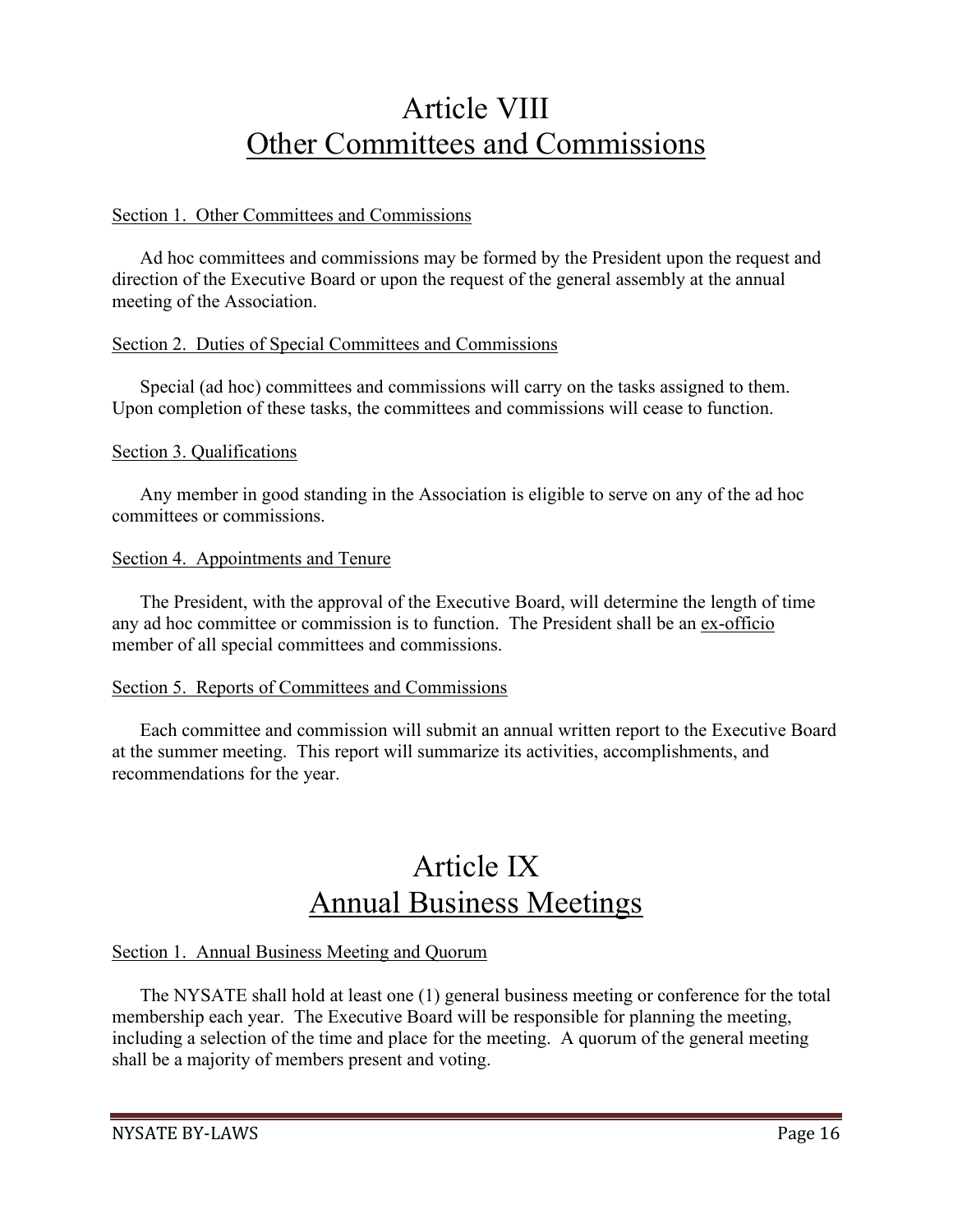# Article VIII
# Other Committees and Commissions

Section 1. Other Committees and Commissions

Ad hoc committees and commissions may be formed by the President upon the request and direction of the Executive Board or upon the request of the general assembly at the annual meeting of the Association.

Section 2. Duties of Special Committees and Commissions

Special (ad hoc) committees and commissions will carry on the tasks assigned to them. Upon completion of these tasks, the committees and commissions will cease to function.

Section 3. Qualifications

Any member in good standing in the Association is eligible to serve on any of the ad hoc committees or commissions.

Section 4. Appointments and Tenure

The President, with the approval of the Executive Board, will determine the length of time any ad hoc committee or commission is to function. The President shall be an ex-officio member of all special committees and commissions.

Section 5. Reports of Committees and Commissions

Each committee and commission will submit an annual written report to the Executive Board at the summer meeting. This report will summarize its activities, accomplishments, and recommendations for the year.

# Article IX
# Annual Business Meetings

Section 1. Annual Business Meeting and Quorum

The NYSATE shall hold at least one (1) general business meeting or conference for the total membership each year. The Executive Board will be responsible for planning the meeting, including a selection of the time and place for the meeting. A quorum of the general meeting shall be a majority of members present and voting.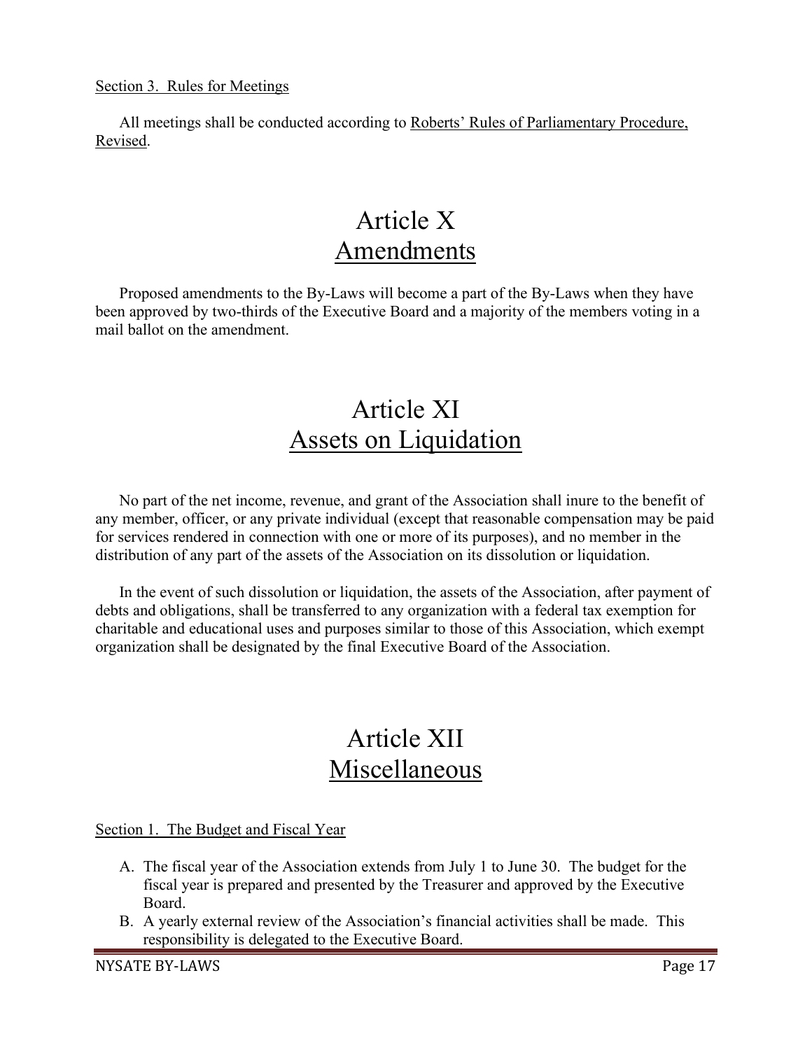Section 3. Rules for Meetings

All meetings shall be conducted according to Roberts' Rules of Parliamentary Procedure, Revised.

# Article X
# Amendments

Proposed amendments to the By-Laws will become a part of the By-Laws when they have been approved by two-thirds of the Executive Board and a majority of the members voting in a mail ballot on the amendment.

# Article XI
# Assets on Liquidation

No part of the net income, revenue, and grant of the Association shall inure to the benefit of any member, officer, or any private individual (except that reasonable compensation may be paid for services rendered in connection with one or more of its purposes), and no member in the distribution of any part of the assets of the Association on its dissolution or liquidation.

In the event of such dissolution or liquidation, the assets of the Association, after payment of debts and obligations, shall be transferred to any organization with a federal tax exemption for charitable and educational uses and purposes similar to those of this Association, which exempt organization shall be designated by the final Executive Board of the Association.

# Article XII
# Miscellaneous

Section 1. The Budget and Fiscal Year

A. The fiscal year of the Association extends from July 1 to June 30. The budget for the fiscal year is prepared and presented by the Treasurer and approved by the Executive Board.
B. A yearly external review of the Association's financial activities shall be made. This responsibility is delegated to the Executive Board.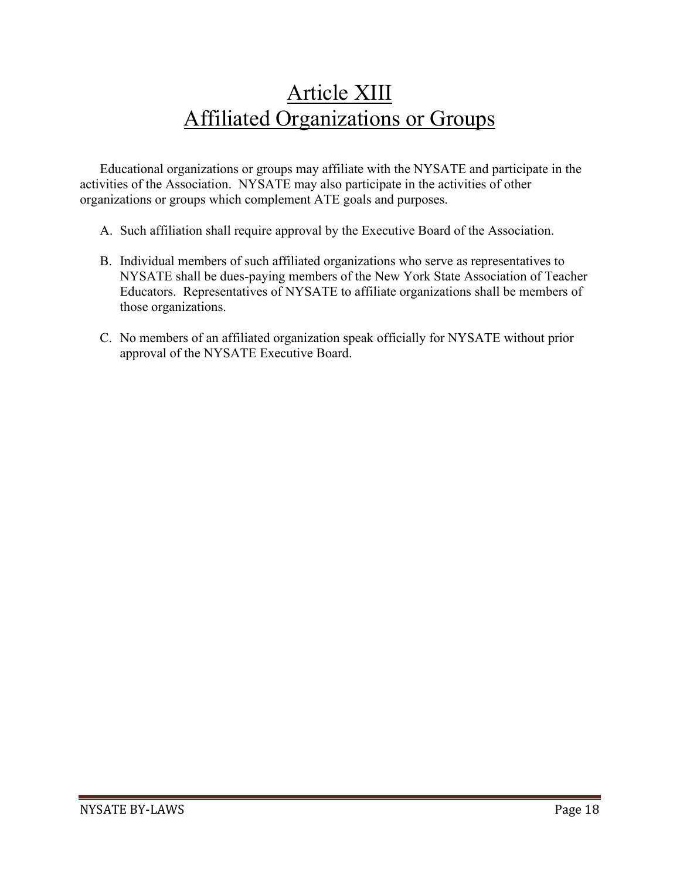# Article XIII
# Affiliated Organizations or Groups

Educational organizations or groups may affiliate with the NYSATE and participate in the activities of the Association. NYSATE may also participate in the activities of other organizations or groups which complement ATE goals and purposes.

A. Such affiliation shall require approval by the Executive Board of the Association.

B. Individual members of such affiliated organizations who serve as representatives to NYSATE shall be dues-paying members of the New York State Association of Teacher Educators. Representatives of NYSATE to affiliate organizations shall be members of those organizations.

C. No members of an affiliated organization speak officially for NYSATE without prior approval of the NYSATE Executive Board.